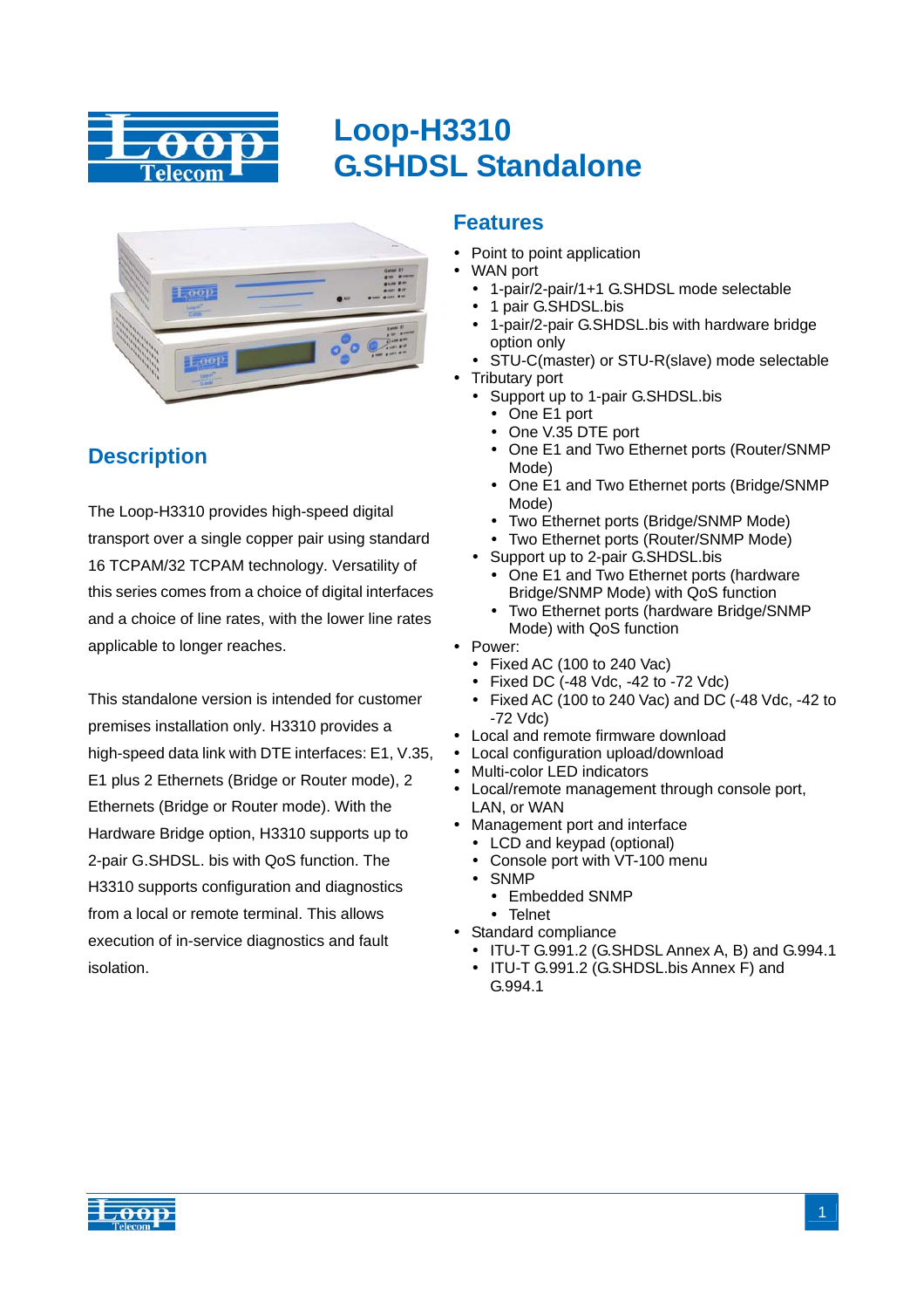# Loop-H3310
# G.SHDSL Standalone

## Description

The Loop-H3310 provides high-speed digital transport over a single copper pair using standard 16 TCPAM/32 TCPAM technology. Versatility of this series comes from a choice of digital interfaces and a choice of line rates, with the lower line rates applicable to longer reaches.

This standalone version is intended for customer premises installation only. H3310 provides a high-speed data link with DTE interfaces: E1, V.35, E1 plus 2 Ethernets (Bridge or Router mode), 2 Ethernets (Bridge or Router mode). With the Hardware Bridge option, H3310 supports up to 2-pair G.SHDSL. bis with QoS function. The H3310 supports configuration and diagnostics from a local or remote terminal. This allows execution of in-service diagnostics and fault isolation.

## Features

- Point to point application
- WAN port
  - 1-pair/2-pair/1+1 G.SHDSL mode selectable
  - 1 pair G.SHDSL.bis
  - 1-pair/2-pair G.SHDSL.bis with hardware bridge option only
  - STU-C(master) or STU-R(slave) mode selectable
- Tributary port
  - Support up to 1-pair G.SHDSL.bis
    - One E1 port
    - One V.35 DTE port
    - One E1 and Two Ethernet ports (Router/SNMP Mode)
    - One E1 and Two Ethernet ports (Bridge/SNMP Mode)
    - Two Ethernet ports (Bridge/SNMP Mode)
    - Two Ethernet ports (Router/SNMP Mode)
  - Support up to 2-pair G.SHDSL.bis
    - One E1 and Two Ethernet ports (hardware Bridge/SNMP Mode) with QoS function
    - Two Ethernet ports (hardware Bridge/SNMP Mode) with QoS function
- Power:
  - Fixed AC (100 to 240 Vac)
  - Fixed DC (-48 Vdc, -42 to -72 Vdc)
  - Fixed AC (100 to 240 Vac) and DC (-48 Vdc, -42 to -72 Vdc)
- Local and remote firmware download
- Local configuration upload/download
- Multi-color LED indicators
- Local/remote management through console port, LAN, or WAN
- Management port and interface
  - LCD and keypad (optional)
  - Console port with VT-100 menu
  - SNMP
    - Embedded SNMP
    - Telnet
- Standard compliance
  - ITU-T G.991.2 (G.SHDSL Annex A, B) and G.994.1
  - ITU-T G.991.2 (G.SHDSL.bis Annex F) and G.994.1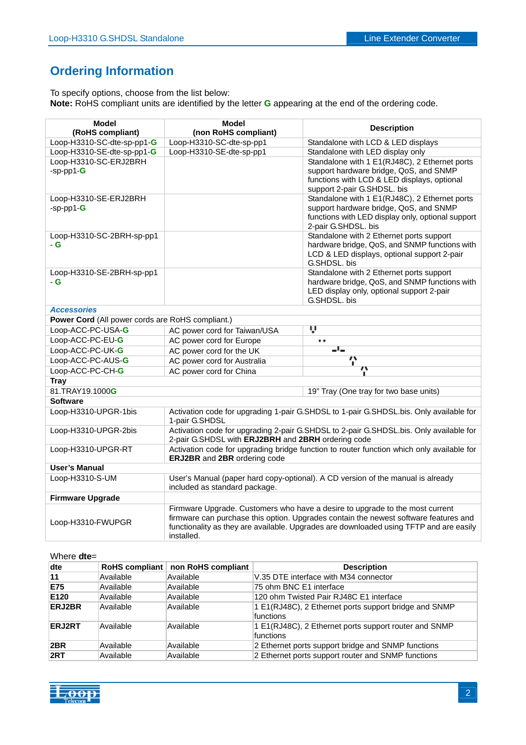## Ordering Information

To specify options, choose from the list below:
**Note:** RoHS compliant units are identified by the letter **G** appearing at the end of the ordering code.

| Model (RoHS compliant) | Model (non RoHS compliant) | Description |
|---|---|---|
| Loop-H3310-SC-dte-sp-pp1-**G** | Loop-H3310-SC-dte-sp-pp1 | Standalone with LCD & LED displays |
| Loop-H3310-SE-dte-sp-pp1-**G** | Loop-H3310-SE-dte-sp-pp1 | Standalone with LED display only |
| Loop-H3310-SC-ERJ2BRH -sp-pp1-**G** | | Standalone with 1 E1(RJ48C), 2 Ethernet ports support hardware bridge, QoS, and SNMP functions with LCD & LED displays, optional support 2-pair G.SHDSL. bis |
| Loop-H3310-SE-ERJ2BRH -sp-pp1-**G** | | Standalone with 1 E1(RJ48C), 2 Ethernet ports support hardware bridge, QoS, and SNMP functions with LED display only, optional support 2-pair G.SHDSL. bis |
| Loop-H3310-SC-2BRH-sp-pp1 - **G** | | Standalone with 2 Ethernet ports support hardware bridge, QoS, and SNMP functions with LCD & LED displays, optional support 2-pair G.SHDSL. bis |
| Loop-H3310-SE-2BRH-sp-pp1 - **G** | | Standalone with 2 Ethernet ports support hardware bridge, QoS, and SNMP functions with LED display only, optional support 2-pair G.SHDSL. bis |
| ***Accessories*** | | |
| **Power Cord** (All power cords are RoHS compliant.) | | |
| Loop-ACC-PC-USA-**G** | AC power cord for Taiwan/USA | |
| Loop-ACC-PC-EU-**G** | AC power cord for Europe | |
| Loop-ACC-PC-UK-**G** | AC power cord for the UK | |
| Loop-ACC-PC-AUS-**G** | AC power cord for Australia | |
| Loop-ACC-PC-CH-**G** | AC power cord for China | |
| **Tray** | | |
| 81.TRAY19.1000**G** | | 19" Tray (One tray for two base units) |
| **Software** | | |
| Loop-H3310-UPGR-1bis | Activation code for upgrading 1-pair G.SHDSL to 1-pair G.SHDSL.bis. Only available for 1-pair G.SHDSL | |
| Loop-H3310-UPGR-2bis | Activation code for upgrading 2-pair G.SHDSL to 2-pair G.SHDSL.bis. Only available for 2-pair G.SHDSL with **ERJ2BRH** and **2BRH** ordering code | |
| Loop-H3310-UPGR-RT | Activation code for upgrading bridge function to router function which only available for **ERJ2BR** and **2BR** ordering code | |
| **User's Manual** | | |
| Loop-H3310-S-UM | User's Manual (paper hard copy-optional). A CD version of the manual is already included as standard package. | |
| **Firmware Upgrade** | | |
| Loop-H3310-FWUPGR | Firmware Upgrade. Customers who have a desire to upgrade to the most current firmware can purchase this option. Upgrades contain the newest software features and functionality as they are available. Upgrades are downloaded using TFTP and are easily installed. | |

Where **dte**=

| dte | RoHS compliant | non RoHS compliant | Description |
|---|---|---|---|
| **11** | Available | Available | V.35 DTE interface with M34 connector |
| **E75** | Available | Available | 75 ohm BNC E1 interface |
| **E120** | Available | Available | 120 ohm Twisted Pair RJ48C E1 interface |
| **ERJ2BR** | Available | Available | 1 E1(RJ48C), 2 Ethernet ports support bridge and SNMP functions |
| **ERJ2RT** | Available | Available | 1 E1(RJ48C), 2 Ethernet ports support router and SNMP functions |
| **2BR** | Available | Available | 2 Ethernet ports support bridge and SNMP functions |
| **2RT** | Available | Available | 2 Ethernet ports support router and SNMP functions |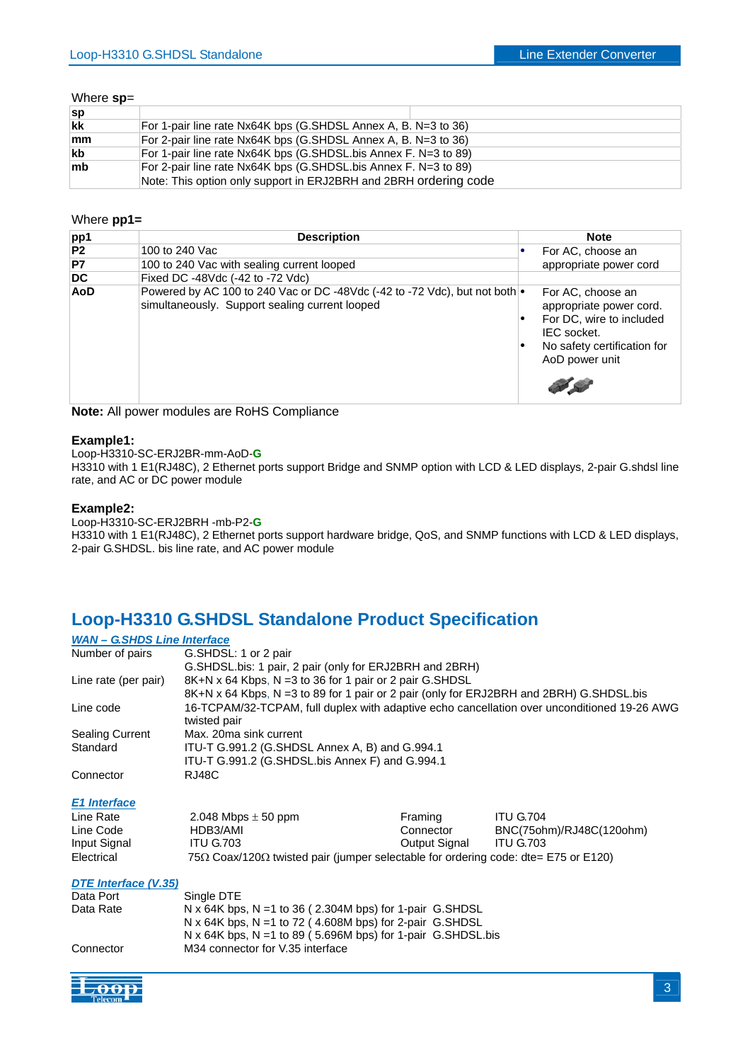Where **sp**=

| sp | |
|---|---|
| kk | For 1-pair line rate Nx64K bps (G.SHDSL Annex A, B. N=3 to 36) |
| mm | For 2-pair line rate Nx64K bps (G.SHDSL Annex A, B. N=3 to 36) |
| kb | For 1-pair line rate Nx64K bps (G.SHDSL.bis Annex F. N=3 to 89) |
| mb | For 2-pair line rate Nx64K bps (G.SHDSL.bis Annex F. N=3 to 89)<br>Note: This option only support in ERJ2BRH and 2BRH ordering code |

Where **pp1**=

| pp1 | Description | Note |
|---|---|---|
| P2 | 100 to 240 Vac | • For AC, choose an appropriate power cord |
| P7 | 100 to 240 Vac with sealing current looped | |
| DC | Fixed DC -48Vdc (-42 to -72 Vdc) | |
| AoD | Powered by AC 100 to 240 Vac or DC -48Vdc (-42 to -72 Vdc), but not both simultaneously. Support sealing current looped | • For AC, choose an appropriate power cord.<br>• For DC, wire to included IEC socket.<br>• No safety certification for AoD power unit |

**Note:** All power modules are RoHS Compliance

**Example1:**
Loop-H3310-SC-ERJ2BR-mm-AoD-**G**
H3310 with 1 E1(RJ48C), 2 Ethernet ports support Bridge and SNMP option with LCD & LED displays, 2-pair G.shdsl line rate, and AC or DC power module

**Example2:**
Loop-H3310-SC-ERJ2BRH -mb-P2-**G**
H3310 with 1 E1(RJ48C), 2 Ethernet ports support hardware bridge, QoS, and SNMP functions with LCD & LED displays, 2-pair G.SHDSL. bis line rate, and AC power module

## Loop-H3310 G.SHDSL Standalone Product Specification

***WAN – G.SHDS Line Interface***

| | |
|---|---|
| Number of pairs | G.SHDSL: 1 or 2 pair<br>G.SHDSL.bis: 1 pair, 2 pair (only for ERJ2BRH and 2BRH) |
| Line rate (per pair) | 8K+N x 64 Kbps, N =3 to 36 for 1 pair or 2 pair G.SHDSL<br>8K+N x 64 Kbps, N =3 to 89 for 1 pair or 2 pair (only for ERJ2BRH and 2BRH) G.SHDSL.bis |
| Line code | 16-TCPAM/32-TCPAM, full duplex with adaptive echo cancellation over unconditioned 19-26 AWG twisted pair |
| Sealing Current | Max. 20ma sink current |
| Standard | ITU-T G.991.2 (G.SHDSL Annex A, B) and G.994.1<br>ITU-T G.991.2 (G.SHDSL.bis Annex F) and G.994.1 |
| Connector | RJ48C |

***E1 Interface***

| | | | |
|---|---|---|---|
| Line Rate | 2.048 Mbps ± 50 ppm | Framing | ITU G.704 |
| Line Code | HDB3/AMI | Connector | BNC(75ohm)/RJ48C(120ohm) |
| Input Signal | ITU G.703 | Output Signal | ITU G.703 |
| Electrical | 75Ω Coax/120Ω twisted pair (jumper selectable for ordering code: dte= E75 or E120) | | |

***DTE Interface (V.35)***

| | |
|---|---|
| Data Port | Single DTE |
| Data Rate | N x 64K bps, N =1 to 36 ( 2.304M bps) for 1-pair G.SHDSL<br>N x 64K bps, N =1 to 72 ( 4.608M bps) for 2-pair G.SHDSL<br>N x 64K bps, N =1 to 89 ( 5.696M bps) for 1-pair G.SHDSL.bis |
| Connector | M34 connector for V.35 interface |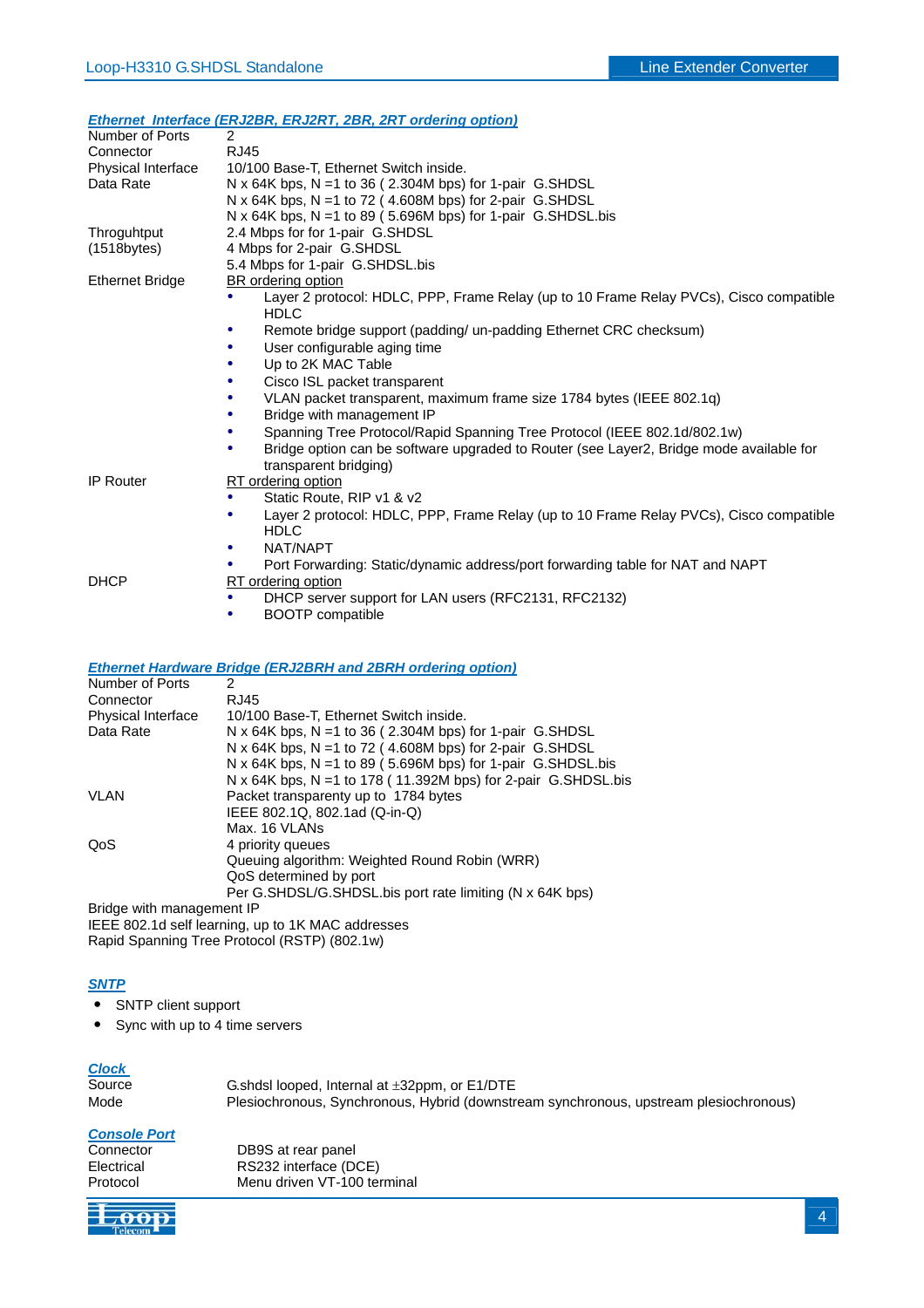## Ethernet Interface (ERJ2BR, ERJ2RT, 2BR, 2RT ordering option)

| | |
|---|---|
| Number of Ports | 2 |
| Connector | RJ45 |
| Physical Interface | 10/100 Base-T, Ethernet Switch inside. |
| Data Rate | N x 64K bps, N =1 to 36 ( 2.304M bps) for 1-pair G.SHDSL<br>N x 64K bps, N =1 to 72 ( 4.608M bps) for 2-pair G.SHDSL<br>N x 64K bps, N =1 to 89 ( 5.696M bps) for 1-pair G.SHDSL.bis |
| Throguhtput (1518bytes) | 2.4 Mbps for for 1-pair G.SHDSL<br>4 Mbps for 2-pair G.SHDSL<br>5.4 Mbps for 1-pair G.SHDSL.bis |

**Ethernet Bridge** — BR ordering option

- Layer 2 protocol: HDLC, PPP, Frame Relay (up to 10 Frame Relay PVCs), Cisco compatible HDLC
- Remote bridge support (padding/ un-padding Ethernet CRC checksum)
- User configurable aging time
- Up to 2K MAC Table
- Cisco ISL packet transparent
- VLAN packet transparent, maximum frame size 1784 bytes (IEEE 802.1q)
- Bridge with management IP
- Spanning Tree Protocol/Rapid Spanning Tree Protocol (IEEE 802.1d/802.1w)
- Bridge option can be software upgraded to Router (see Layer2, Bridge mode available for transparent bridging)

**IP Router** — RT ordering option

- Static Route, RIP v1 & v2
- Layer 2 protocol: HDLC, PPP, Frame Relay (up to 10 Frame Relay PVCs), Cisco compatible HDLC
- NAT/NAPT
- Port Forwarding: Static/dynamic address/port forwarding table for NAT and NAPT

**DHCP** — RT ordering option

- DHCP server support for LAN users (RFC2131, RFC2132)
- BOOTP compatible

## Ethernet Hardware Bridge (ERJ2BRH and 2BRH ordering option)

| | |
|---|---|
| Number of Ports | 2 |
| Connector | RJ45 |
| Physical Interface | 10/100 Base-T, Ethernet Switch inside. |
| Data Rate | N x 64K bps, N =1 to 36 ( 2.304M bps) for 1-pair G.SHDSL<br>N x 64K bps, N =1 to 72 ( 4.608M bps) for 2-pair G.SHDSL<br>N x 64K bps, N =1 to 89 ( 5.696M bps) for 1-pair G.SHDSL.bis<br>N x 64K bps, N =1 to 178 ( 11.392M bps) for 2-pair G.SHDSL.bis |
| VLAN | Packet transparenty up to 1784 bytes<br>IEEE 802.1Q, 802.1ad (Q-in-Q)<br>Max. 16 VLANs |
| QoS | 4 priority queues<br>Queuing algorithm: Weighted Round Robin (WRR)<br>QoS determined by port<br>Per G.SHDSL/G.SHDSL.bis port rate limiting (N x 64K bps) |

Bridge with management IP
IEEE 802.1d self learning, up to 1K MAC addresses
Rapid Spanning Tree Protocol (RSTP) (802.1w)

## SNTP

- SNTP client support
- Sync with up to 4 time servers

## Clock

| | |
|---|---|
| Source | G.shdsl looped, Internal at ±32ppm, or E1/DTE |
| Mode | Plesiochronous, Synchronous, Hybrid (downstream synchronous, upstream plesiochronous) |

## Console Port

| | |
|---|---|
| Connector | DB9S at rear panel |
| Electrical | RS232 interface (DCE) |
| Protocol | Menu driven VT-100 terminal |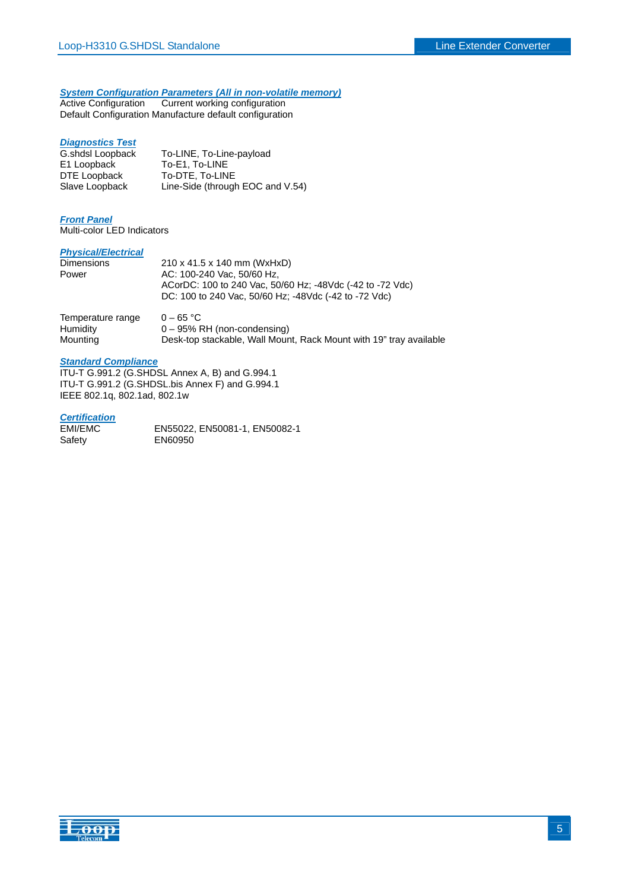***System Configuration Parameters (All in non-volatile memory)***

Active Configuration  Current working configuration
Default Configuration Manufacture default configuration

***Diagnostics Test***

| | |
|---|---|
| G.shdsl Loopback | To-LINE, To-Line-payload |
| E1 Loopback | To-E1, To-LINE |
| DTE Loopback | To-DTE, To-LINE |
| Slave Loopback | Line-Side (through EOC and V.54) |

***Front Panel***

Multi-color LED Indicators

***Physical/Electrical***

| | |
|---|---|
| Dimensions | 210 x 41.5 x 140 mm (WxHxD) |
| Power | AC: 100-240 Vac, 50/60 Hz,<br>ACorDC: 100 to 240 Vac, 50/60 Hz; -48Vdc (-42 to -72 Vdc)<br>DC: 100 to 240 Vac, 50/60 Hz; -48Vdc (-42 to -72 Vdc) |
| Temperature range | 0 – 65 °C |
| Humidity | 0 – 95% RH (non-condensing) |
| Mounting | Desk-top stackable, Wall Mount, Rack Mount with 19" tray available |

***Standard Compliance***

ITU-T G.991.2 (G.SHDSL Annex A, B) and G.994.1
ITU-T G.991.2 (G.SHDSL.bis Annex F) and G.994.1
IEEE 802.1q, 802.1ad, 802.1w

***Certification***

| | |
|---|---|
| EMI/EMC | EN55022, EN50081-1, EN50082-1 |
| Safety | EN60950 |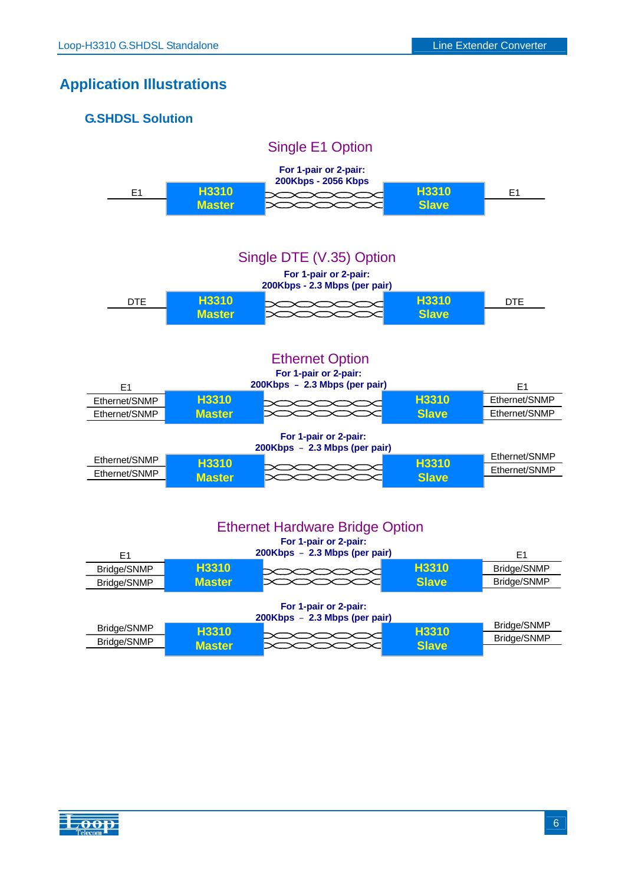# Application Illustrations

## G.SHDSL Solution

### Single E1 Option

For 1-pair or 2-pair:
200Kbps - 2056 Kbps

E1 — H3310 Master — H3310 Slave — E1

### Single DTE (V.35) Option

For 1-pair or 2-pair:
200Kbps - 2.3 Mbps (per pair)

DTE — H3310 Master — H3310 Slave — DTE

### Ethernet Option

For 1-pair or 2-pair:
200Kbps – 2.3 Mbps (per pair)

E1 / Ethernet/SNMP / Ethernet/SNMP — H3310 Master — H3310 Slave — E1 / Ethernet/SNMP / Ethernet/SNMP

For 1-pair or 2-pair:
200Kbps – 2.3 Mbps (per pair)

Ethernet/SNMP / Ethernet/SNMP — H3310 Master — H3310 Slave — Ethernet/SNMP / Ethernet/SNMP

### Ethernet Hardware Bridge Option

For 1-pair or 2-pair:
200Kbps – 2.3 Mbps (per pair)

E1 / Bridge/SNMP / Bridge/SNMP — H3310 Master — H3310 Slave — E1 / Bridge/SNMP / Bridge/SNMP

For 1-pair or 2-pair:
200Kbps – 2.3 Mbps (per pair)

Bridge/SNMP / Bridge/SNMP — H3310 Master — H3310 Slave — Bridge/SNMP / Bridge/SNMP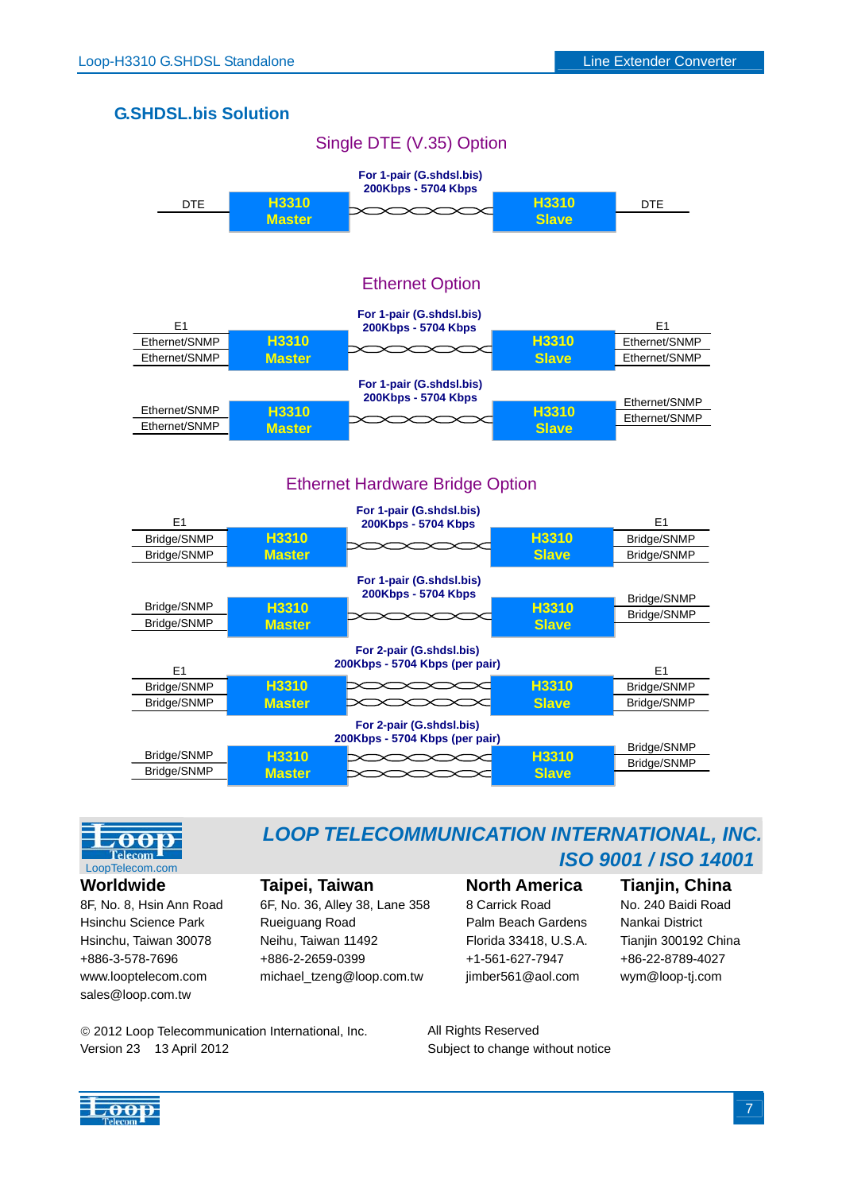## G.SHDSL.bis Solution

### Single DTE (V.35) Option

DTE — H3310 Master — For 1-pair (G.shdsl.bis) 200Kbps - 5704 Kbps — H3310 Slave — DTE

### Ethernet Option

E1, Ethernet/SNMP, Ethernet/SNMP — H3310 Master — For 1-pair (G.shdsl.bis) 200Kbps - 5704 Kbps — H3310 Slave — E1, Ethernet/SNMP, Ethernet/SNMP

Ethernet/SNMP, Ethernet/SNMP — H3310 Master — For 1-pair (G.shdsl.bis) 200Kbps - 5704 Kbps — H3310 Slave — Ethernet/SNMP, Ethernet/SNMP

### Ethernet Hardware Bridge Option

E1, Bridge/SNMP, Bridge/SNMP — H3310 Master — For 1-pair (G.shdsl.bis) 200Kbps - 5704 Kbps — H3310 Slave — E1, Bridge/SNMP, Bridge/SNMP

Bridge/SNMP, Bridge/SNMP — H3310 Master — For 1-pair (G.shdsl.bis) 200Kbps - 5704 Kbps — H3310 Slave — Bridge/SNMP, Bridge/SNMP

E1, Bridge/SNMP, Bridge/SNMP — H3310 Master — For 2-pair (G.shdsl.bis) 200Kbps - 5704 Kbps (per pair) — H3310 Slave — E1, Bridge/SNMP, Bridge/SNMP

Bridge/SNMP, Bridge/SNMP — H3310 Master — For 2-pair (G.shdsl.bis) 200Kbps - 5704 Kbps (per pair) — H3310 Slave — Bridge/SNMP, Bridge/SNMP

Loop Telecom
LoopTelecom.com

***LOOP TELECOMMUNICATION INTERNATIONAL, INC.***
***ISO 9001 / ISO 14001***

**Worldwide**
8F, No. 8, Hsin Ann Road
Hsinchu Science Park
Hsinchu, Taiwan 30078
+886-3-578-7696
www.looptelecom.com
sales@loop.com.tw

**Taipei, Taiwan**
6F, No. 36, Alley 38, Lane 358
Rueiguang Road
Neihu, Taiwan 11492
+886-2-2659-0399
michael_tzeng@loop.com.tw

**North America**
8 Carrick Road
Palm Beach Gardens
Florida 33418, U.S.A.
+1-561-627-7947
jimber561@aol.com

**Tianjin, China**
No. 240 Baidi Road
Nankai District
Tianjin 300192 China
+86-22-8789-4027
wym@loop-tj.com

© 2012 Loop Telecommunication International, Inc.
Version 23 13 April 2012

All Rights Reserved
Subject to change without notice